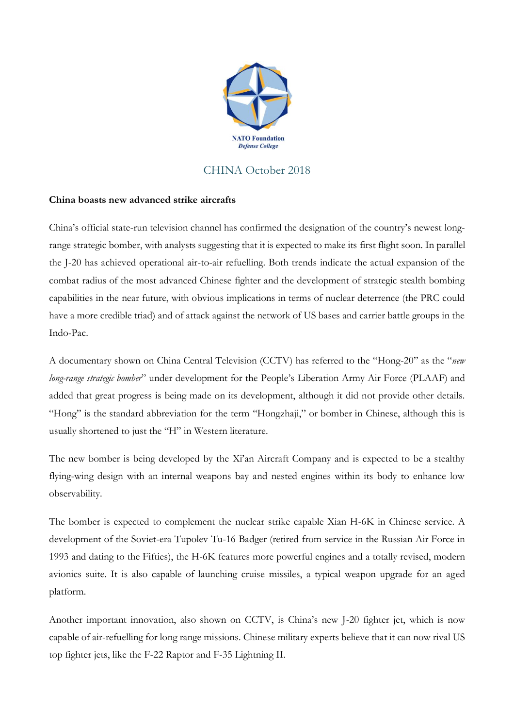NATO Foundation
*Defense College*

## CHINA October 2018

**China boasts new advanced strike aircrafts**

China's official state-run television channel has confirmed the designation of the country's newest long-range strategic bomber, with analysts suggesting that it is expected to make its first flight soon. In parallel the J-20 has achieved operational air-to-air refuelling. Both trends indicate the actual expansion of the combat radius of the most advanced Chinese fighter and the development of strategic stealth bombing capabilities in the near future, with obvious implications in terms of nuclear deterrence (the PRC could have a more credible triad) and of attack against the network of US bases and carrier battle groups in the Indo-Pac.

A documentary shown on China Central Television (CCTV) has referred to the "Hong-20" as the "*new long-range strategic bomber*" under development for the People's Liberation Army Air Force (PLAAF) and added that great progress is being made on its development, although it did not provide other details. "Hong" is the standard abbreviation for the term "Hongzhaji," or bomber in Chinese, although this is usually shortened to just the "H" in Western literature.

The new bomber is being developed by the Xi'an Aircraft Company and is expected to be a stealthy flying-wing design with an internal weapons bay and nested engines within its body to enhance low observability.

The bomber is expected to complement the nuclear strike capable Xian H-6K in Chinese service. A development of the Soviet-era Tupolev Tu-16 Badger (retired from service in the Russian Air Force in 1993 and dating to the Fifties), the H-6K features more powerful engines and a totally revised, modern avionics suite. It is also capable of launching cruise missiles, a typical weapon upgrade for an aged platform.

Another important innovation, also shown on CCTV, is China's new J-20 fighter jet, which is now capable of air-refuelling for long range missions. Chinese military experts believe that it can now rival US top fighter jets, like the F-22 Raptor and F-35 Lightning II.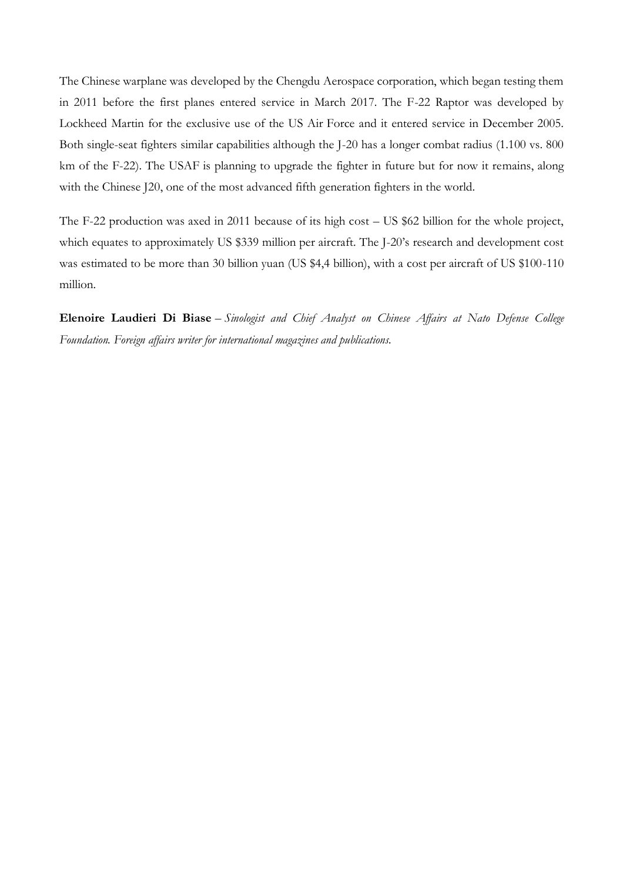The Chinese warplane was developed by the Chengdu Aerospace corporation, which began testing them in 2011 before the first planes entered service in March 2017. The F-22 Raptor was developed by Lockheed Martin for the exclusive use of the US Air Force and it entered service in December 2005. Both single-seat fighters similar capabilities although the J-20 has a longer combat radius (1.100 vs. 800 km of the F-22). The USAF is planning to upgrade the fighter in future but for now it remains, along with the Chinese J20, one of the most advanced fifth generation fighters in the world.

The F-22 production was axed in 2011 because of its high cost – US $62 billion for the whole project, which equates to approximately US $339 million per aircraft. The J-20's research and development cost was estimated to be more than 30 billion yuan (US $4,4 billion), with a cost per aircraft of US $100-110 million.

**Elenoire Laudieri Di Biase** – *Sinologist and Chief Analyst on Chinese Affairs at Nato Defense College Foundation. Foreign affairs writer for international magazines and publications.*